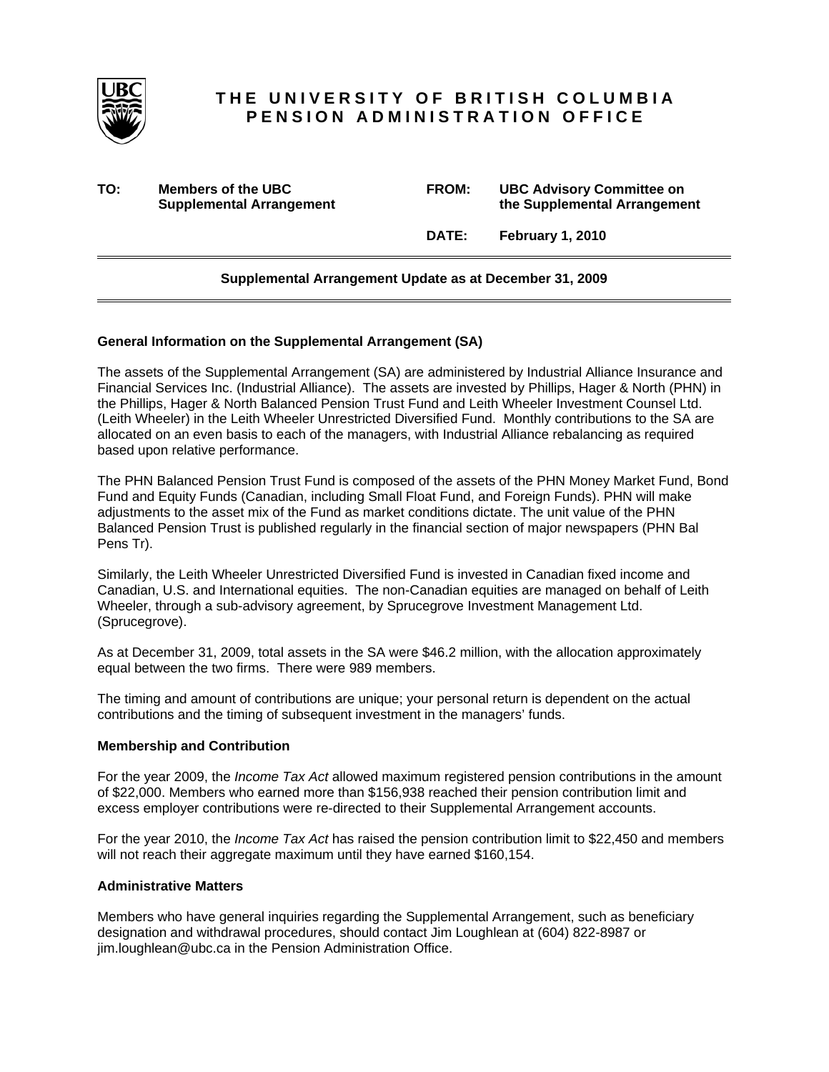# THE UNIVERSITY OF BRITISH COLUMBIA
## PENSION ADMINISTRATION OFFICE

| | | | |
|---|---|---|---|
| **TO:** | **Members of the UBC Supplemental Arrangement** | **FROM:** | **UBC Advisory Committee on the Supplemental Arrangement** |
| | | **DATE:** | **February 1, 2010** |

---

**Supplemental Arrangement Update as at December 31, 2009**

---

### General Information on the Supplemental Arrangement (SA)

The assets of the Supplemental Arrangement (SA) are administered by Industrial Alliance Insurance and Financial Services Inc. (Industrial Alliance). The assets are invested by Phillips, Hager & North (PHN) in the Phillips, Hager & North Balanced Pension Trust Fund and Leith Wheeler Investment Counsel Ltd. (Leith Wheeler) in the Leith Wheeler Unrestricted Diversified Fund. Monthly contributions to the SA are allocated on an even basis to each of the managers, with Industrial Alliance rebalancing as required based upon relative performance.

The PHN Balanced Pension Trust Fund is composed of the assets of the PHN Money Market Fund, Bond Fund and Equity Funds (Canadian, including Small Float Fund, and Foreign Funds). PHN will make adjustments to the asset mix of the Fund as market conditions dictate. The unit value of the PHN Balanced Pension Trust is published regularly in the financial section of major newspapers (PHN Bal Pens Tr).

Similarly, the Leith Wheeler Unrestricted Diversified Fund is invested in Canadian fixed income and Canadian, U.S. and International equities. The non-Canadian equities are managed on behalf of Leith Wheeler, through a sub-advisory agreement, by Sprucegrove Investment Management Ltd. (Sprucegrove).

As at December 31, 2009, total assets in the SA were $46.2 million, with the allocation approximately equal between the two firms. There were 989 members.

The timing and amount of contributions are unique; your personal return is dependent on the actual contributions and the timing of subsequent investment in the managers' funds.

### Membership and Contribution

For the year 2009, the *Income Tax Act* allowed maximum registered pension contributions in the amount of $22,000. Members who earned more than $156,938 reached their pension contribution limit and excess employer contributions were re-directed to their Supplemental Arrangement accounts.

For the year 2010, the *Income Tax Act* has raised the pension contribution limit to $22,450 and members will not reach their aggregate maximum until they have earned $160,154.

### Administrative Matters

Members who have general inquiries regarding the Supplemental Arrangement, such as beneficiary designation and withdrawal procedures, should contact Jim Loughlean at (604) 822-8987 or jim.loughlean@ubc.ca in the Pension Administration Office.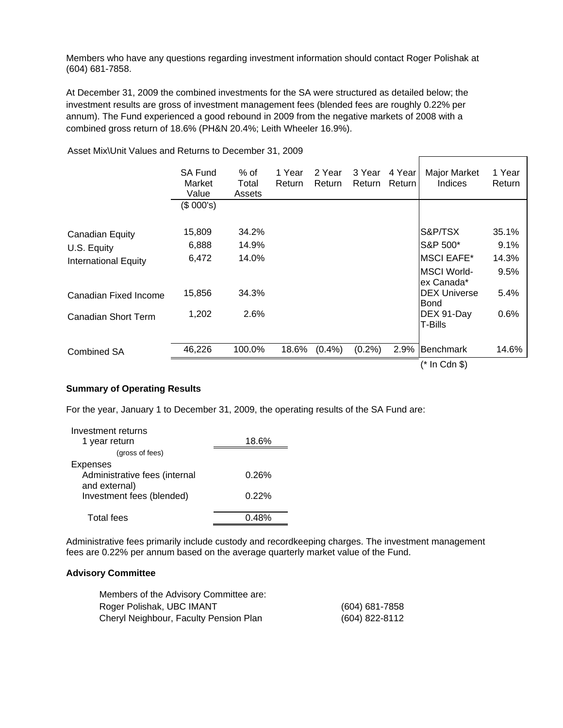Members who have any questions regarding investment information should contact Roger Polishak at (604) 681-7858.

At December 31, 2009 the combined investments for the SA were structured as detailed below; the investment results are gross of investment management fees (blended fees are roughly 0.22% per annum). The Fund experienced a good rebound in 2009 from the negative markets of 2008 with a combined gross return of 18.6% (PH&N 20.4%; Leith Wheeler 16.9%).

Asset Mix\Unit Values and Returns to December 31, 2009

| | SA Fund Market Value ($ 000's) | % of Total Assets | 1 Year Return | 2 Year Return | 3 Year Return | 4 Year Return | Major Market Indices | 1 Year Return |
|---|---|---|---|---|---|---|---|---|
| Canadian Equity | 15,809 | 34.2% | | | | | S&P/TSX | 35.1% |
| U.S. Equity | 6,888 | 14.9% | | | | | S&P 500* | 9.1% |
| International Equity | 6,472 | 14.0% | | | | | MSCI EAFE* | 14.3% |
| | | | | | | | MSCI World-ex Canada* | 9.5% |
| Canadian Fixed Income | 15,856 | 34.3% | | | | | DEX Universe Bond | 5.4% |
| Canadian Short Term | 1,202 | 2.6% | | | | | DEX 91-Day T-Bills | 0.6% |
| Combined SA | 46,226 | 100.0% | 18.6% | (0.4%) | (0.2%) | 2.9% | Benchmark | 14.6% |

(* In Cdn $)

**Summary of Operating Results**

For the year, January 1 to December 31, 2009, the operating results of the SA Fund are:

| | |
|---|---|
| Investment returns | |
| 1 year return (gross of fees) | 18.6% |
| Expenses | |
| Administrative fees (internal and external) | 0.26% |
| Investment fees (blended) | 0.22% |
| Total fees | 0.48% |

Administrative fees primarily include custody and recordkeeping charges. The investment management fees are 0.22% per annum based on the average quarterly market value of the Fund.

**Advisory Committee**

Members of the Advisory Committee are:

| | |
|---|---|
| Roger Polishak, UBC IMANT | (604) 681-7858 |
| Cheryl Neighbour, Faculty Pension Plan | (604) 822-8112 |